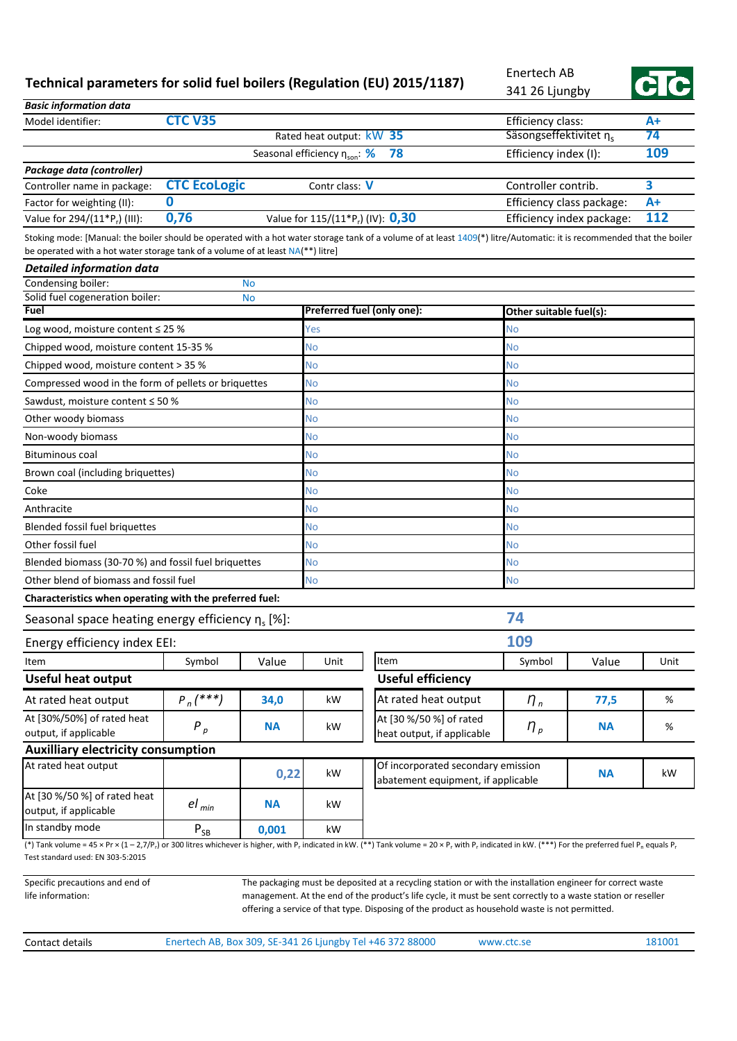# Technical parameters for solid fuel boilers (Regulation (EU) 2015/1187)

Enertech AB
341 26 Ljungby

***Basic information data***

| | | | |
|---|---|---|---|
| Model identifier: | **CTC V35** | Efficiency class: | **A+** |
| | Rated heat output: kW **35** | Säsongseffektivitet $\eta_s$ | **74** |
| | Seasonal efficiency $\eta_{son}$: % **78** | Efficiency index (I): | **109** |

***Package data (controller)***

| | | | |
|---|---|---|---|
| Controller name in package: | **CTC EcoLogic** Contr class: **V** | Controller contrib. | **3** |
| Factor for weighting (II): | **0** | Efficiency class package: | **A+** |
| Value for 294/(11*$P_r$) (III): | **0,76** Value for 115/(11*$P_r$) (IV): **0,30** | Efficiency index package: | **112** |

Stoking mode: [Manual: the boiler should be operated with a hot water storage tank of a volume of at least 1409(*) litre/Automatic: it is recommended that the boiler be operated with a hot water storage tank of a volume of at least NA(**) litre]

***Detailed information data***

| | |
|---|---|
| Condensing boiler: | No |
| Solid fuel cogeneration boiler: | No |

| **Fuel** | **Preferred fuel (only one):** | **Other suitable fuel(s):** |
|---|---|---|
| Log wood, moisture content ≤ 25 % | Yes | No |
| Chipped wood, moisture content 15-35 % | No | No |
| Chipped wood, moisture content > 35 % | No | No |
| Compressed wood in the form of pellets or briquettes | No | No |
| Sawdust, moisture content ≤ 50 % | No | No |
| Other woody biomass | No | No |
| Non-woody biomass | No | No |
| Bituminous coal | No | No |
| Brown coal (including briquettes) | No | No |
| Coke | No | No |
| Anthracite | No | No |
| Blended fossil fuel briquettes | No | No |
| Other fossil fuel | No | No |
| Blended biomass (30-70 %) and fossil fuel briquettes | No | No |
| Other blend of biomass and fossil fuel | No | No |

**Characteristics when operating with the preferred fuel:**

Seasonal space heating energy efficiency $\eta_s$ [%]: **74**

Energy efficiency index EEI: **109**

| Item | Symbol | Value | Unit | Item | Symbol | Value | Unit |
|---|---|---|---|---|---|---|---|
| **Useful heat output** | | | | **Useful efficiency** | | | |
| At rated heat output | $P_n$(***) | **34,0** | kW | At rated heat output | $\eta_n$ | **77,5** | % |
| At [30%/50%] of rated heat output, if applicable | $P_p$ | **NA** | kW | At [30 %/50 %] of rated heat output, if applicable | $\eta_p$ | **NA** | % |
| **Auxilliary electricity consumption** | | | | | | | |
| At rated heat output | | **0,22** | kW | Of incorporated secondary emission abatement equipment, if applicable | | **NA** | kW |
| At [30 %/50 %] of rated heat output, if applicable | $el_{min}$ | **NA** | kW | | | | |
| In standby mode | $P_{SB}$ | **0,001** | kW | | | | |

(*) Tank volume = 45 × Pr × (1 – 2,7/$P_r$) or 300 litres whichever is higher, with $P_r$ indicated in kW. (**) Tank volume = 20 × $P_r$ with $P_r$ indicated in kW. (***) For the preferred fuel $P_n$ equals $P_r$
Test standard used: EN 303-5:2015

| | |
|---|---|
| Specific precautions and end of life information: | The packaging must be deposited at a recycling station or with the installation engineer for correct waste management. At the end of the product's life cycle, it must be sent correctly to a waste station or reseller offering a service of that type. Disposing of the product as household waste is not permitted. |

| | | | |
|---|---|---|---|
| Contact details | Enertech AB, Box 309, SE-341 26 Ljungby Tel +46 372 88000 | www.ctc.se | 181001 |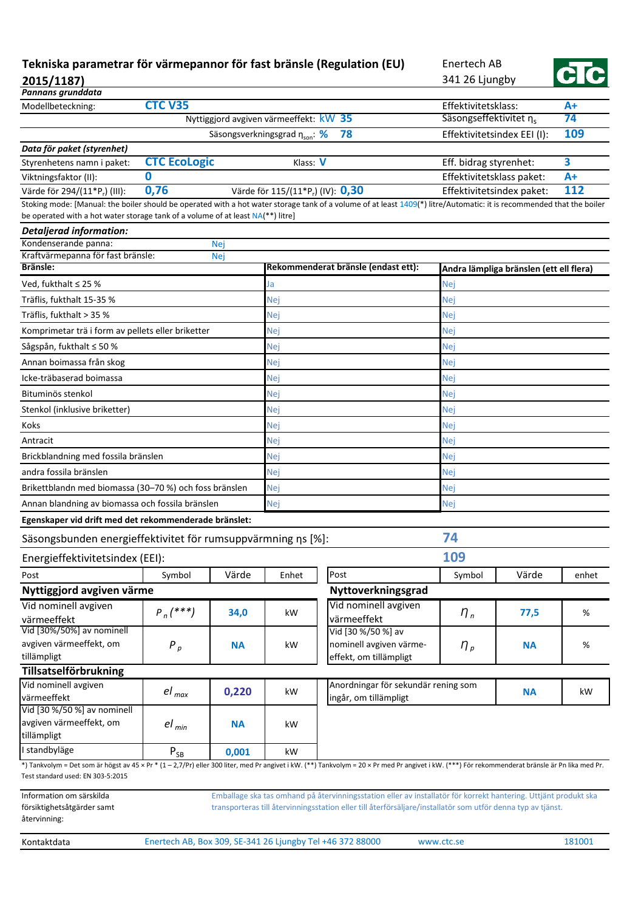# Tekniska parametrar för värmepannor för fast bränsle (Regulation (EU) 2015/1187)

Enertech AB
341 26 Ljungby

CTC

***Pannans grunddata***

| | | | |
|---|---|---|---|
| Modellbeteckning: | **CTC V35** | Effektivitetsklass: | **A+** |
| Nyttiggjord avgiven värmeeffekt: kW | **35** | Säsongseffektivitet $\eta_s$ | **74** |
| Säsongsverkningsgrad $\eta_{son}$: % | **78** | Effektivitetsindex EEI (I): | **109** |

***Data för paket (styrenhet)***

| | | | |
|---|---|---|---|
| Styrenhetens namn i paket: | **CTC EcoLogic** Klass: **V** | Eff. bidrag styrenhet: | **3** |
| Viktningsfaktor (II): | **0** | Effektivitetsklass paket: | **A+** |
| Värde för $294/(11 \cdot P_r)$ (III): | **0,76** Värde för $115/(11 \cdot P_r)$ (IV): **0,30** | Effektivitetsindex paket: | **112** |

Stoking mode: [Manual: the boiler should be operated with a hot water storage tank of a volume of at least 1409(*) litre/Automatic: it is recommended that the boiler be operated with a hot water storage tank of a volume of at least NA(**) litre]

***Detaljerad information:***

| | |
|---|---|
| Kondenserande panna: | Nej |
| Kraftvärmepanna för fast bränsle: | Nej |

| **Bränsle:** | **Rekommenderat bränsle (endast ett):** | **Andra lämpliga bränslen (ett ell flera)** |
|---|---|---|
| Ved, fukthalt ≤ 25 % | Ja | Nej |
| Träflis, fukthalt 15-35 % | Nej | Nej |
| Träflis, fukthalt > 35 % | Nej | Nej |
| Komprimetar trä i form av pellets eller briketter | Nej | Nej |
| Sågspån, fukthalt ≤ 50 % | Nej | Nej |
| Annan boimassa från skog | Nej | Nej |
| Icke-träbaserad boimassa | Nej | Nej |
| Bituminös stenkol | Nej | Nej |
| Stenkol (inklusive briketter) | Nej | Nej |
| Koks | Nej | Nej |
| Antracit | Nej | Nej |
| Brickblandning med fossila bränslen | Nej | Nej |
| andra fossila bränslen | Nej | Nej |
| Brikettblandn med biomassa (30–70 %) och foss bränslen | Nej | Nej |
| Annan blandning av biomassa och fossila bränslen | Nej | Nej |

**Egenskaper vid drift med det rekommenderade bränslet:**

Säsongsbunden energieffektivitet för rumsuppvärmning ηs [%]: **74**

Energieffektivitetsindex (EEI): **109**

| Post | Symbol | Värde | Enhet | Post | Symbol | Värde | enhet |
|---|---|---|---|---|---|---|---|
| **Nyttiggjord avgiven värme** | | | | **Nyttoverkningsgrad** | | | |
| Vid nominell avgiven värmeeffekt | $P_n$ (***) | **34,0** | kW | Vid nominell avgiven värmeeffekt | $\eta_n$ | **77,5** | % |
| Vid [30%/50%] av nominell avgiven värmeeffekt, om tillämpligt | $P_p$ | **NA** | kW | Vid [30 %/50 %] av nominell avgiven värme-effekt, om tillämpligt | $\eta_p$ | **NA** | % |
| **Tillsatselförbrukning** | | | | | | | |
| Vid nominell avgiven värmeeffekt | $el_{max}$ | **0,220** | kW | Anordningar för sekundär rening som ingår, om tillämpligt | | **NA** | kW |
| Vid [30 %/50 %] av nominell avgiven värmeeffekt, om tillämpligt | $el_{min}$ | **NA** | kW | | | | |
| I standbyläge | $P_{SB}$ | **0,001** | kW | | | | |

*) Tankvolym = Det som är högst av 45 × Pr * (1 – 2,7/Pr) eller 300 liter, med Pr angivet i kW. (**) Tankvolym = 20 × Pr med Pr angivet i kW. (***) För rekommenderat bränsle är Pn lika med Pr.
Test standard used: EN 303-5:2015

| | |
|---|---|
| Information om särskilda försiktighetsåtgärder samt återvinning: | Emballage ska tas omhand på återvinningsstation eller av installatör för korrekt hantering. Uttjänt produkt ska transporteras till återvinningsstation eller till återförsäljare/installatör som utför denna typ av tjänst. |

Kontaktdata: Enertech AB, Box 309, SE-341 26 Ljungby Tel +46 372 88000 www.ctc.se 181001